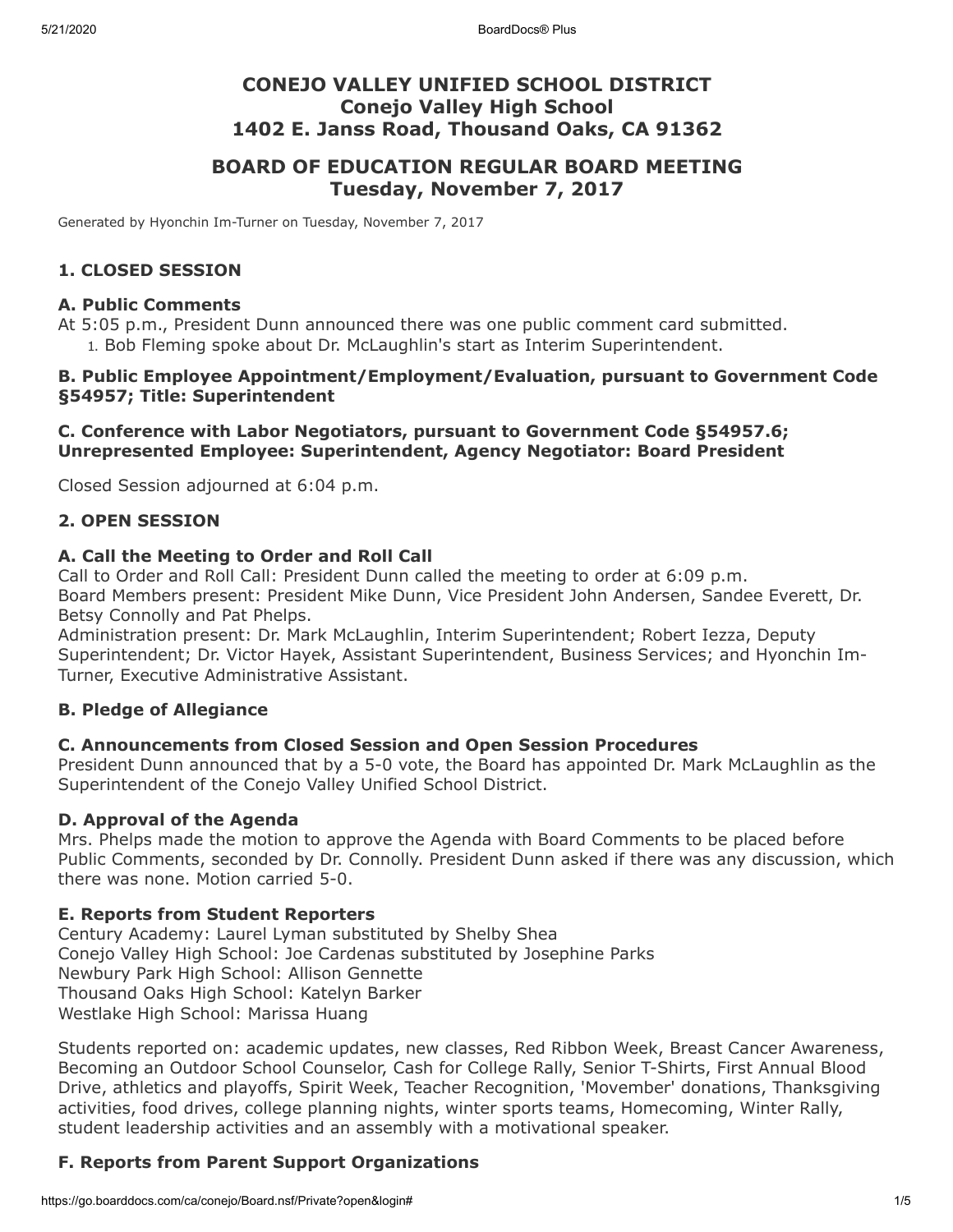# CONEJO VALLEY UNIFIED SCHOOL DISTRICT
# Conejo Valley High School
# 1402 E. Janss Road, Thousand Oaks, CA 91362

## BOARD OF EDUCATION REGULAR BOARD MEETING
## Tuesday, November 7, 2017

Generated by Hyonchin Im-Turner on Tuesday, November 7, 2017

### 1. CLOSED SESSION

#### A. Public Comments

At 5:05 p.m., President Dunn announced there was one public comment card submitted.

1. Bob Fleming spoke about Dr. McLaughlin's start as Interim Superintendent.

#### B. Public Employee Appointment/Employment/Evaluation, pursuant to Government Code §54957; Title: Superintendent

#### C. Conference with Labor Negotiators, pursuant to Government Code §54957.6; Unrepresented Employee: Superintendent, Agency Negotiator: Board President

Closed Session adjourned at 6:04 p.m.

### 2. OPEN SESSION

#### A. Call the Meeting to Order and Roll Call

Call to Order and Roll Call: President Dunn called the meeting to order at 6:09 p.m.
Board Members present: President Mike Dunn, Vice President John Andersen, Sandee Everett, Dr. Betsy Connolly and Pat Phelps.
Administration present: Dr. Mark McLaughlin, Interim Superintendent; Robert Iezza, Deputy Superintendent; Dr. Victor Hayek, Assistant Superintendent, Business Services; and Hyonchin Im-Turner, Executive Administrative Assistant.

#### B. Pledge of Allegiance

#### C. Announcements from Closed Session and Open Session Procedures

President Dunn announced that by a 5-0 vote, the Board has appointed Dr. Mark McLaughlin as the Superintendent of the Conejo Valley Unified School District.

#### D. Approval of the Agenda

Mrs. Phelps made the motion to approve the Agenda with Board Comments to be placed before Public Comments, seconded by Dr. Connolly. President Dunn asked if there was any discussion, which there was none. Motion carried 5-0.

#### E. Reports from Student Reporters

Century Academy: Laurel Lyman substituted by Shelby Shea
Conejo Valley High School: Joe Cardenas substituted by Josephine Parks
Newbury Park High School: Allison Gennette
Thousand Oaks High School: Katelyn Barker
Westlake High School: Marissa Huang

Students reported on: academic updates, new classes, Red Ribbon Week, Breast Cancer Awareness, Becoming an Outdoor School Counselor, Cash for College Rally, Senior T-Shirts, First Annual Blood Drive, athletics and playoffs, Spirit Week, Teacher Recognition, 'Movember' donations, Thanksgiving activities, food drives, college planning nights, winter sports teams, Homecoming, Winter Rally, student leadership activities and an assembly with a motivational speaker.

#### F. Reports from Parent Support Organizations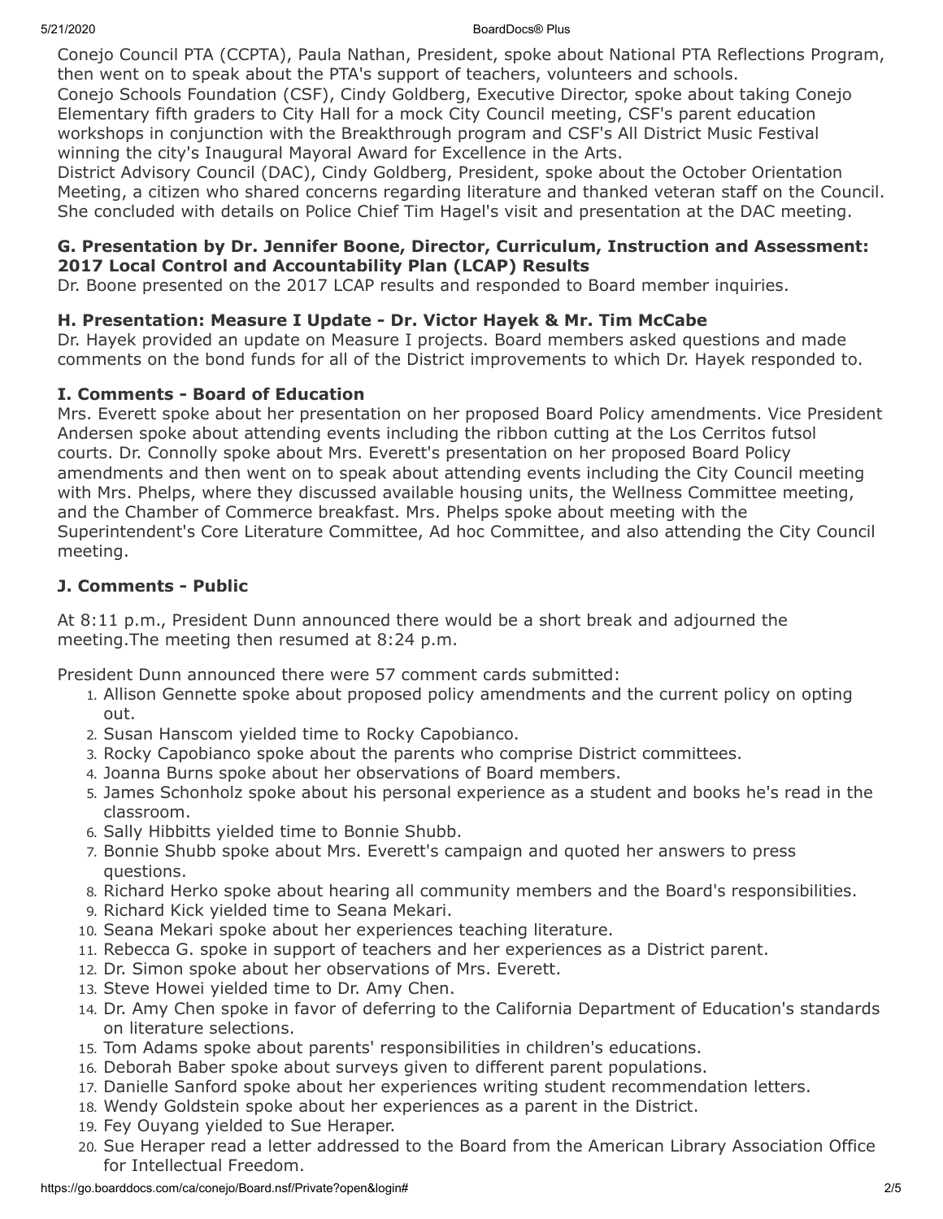Conejo Council PTA (CCPTA), Paula Nathan, President, spoke about National PTA Reflections Program, then went on to speak about the PTA's support of teachers, volunteers and schools.
Conejo Schools Foundation (CSF), Cindy Goldberg, Executive Director, spoke about taking Conejo Elementary fifth graders to City Hall for a mock City Council meeting, CSF's parent education workshops in conjunction with the Breakthrough program and CSF's All District Music Festival winning the city's Inaugural Mayoral Award for Excellence in the Arts.
District Advisory Council (DAC), Cindy Goldberg, President, spoke about the October Orientation Meeting, a citizen who shared concerns regarding literature and thanked veteran staff on the Council. She concluded with details on Police Chief Tim Hagel's visit and presentation at the DAC meeting.

### G. Presentation by Dr. Jennifer Boone, Director, Curriculum, Instruction and Assessment: 2017 Local Control and Accountability Plan (LCAP) Results

Dr. Boone presented on the 2017 LCAP results and responded to Board member inquiries.

### H. Presentation: Measure I Update - Dr. Victor Hayek & Mr. Tim McCabe

Dr. Hayek provided an update on Measure I projects. Board members asked questions and made comments on the bond funds for all of the District improvements to which Dr. Hayek responded to.

### I. Comments - Board of Education

Mrs. Everett spoke about her presentation on her proposed Board Policy amendments. Vice President Andersen spoke about attending events including the ribbon cutting at the Los Cerritos futsol courts. Dr. Connolly spoke about Mrs. Everett's presentation on her proposed Board Policy amendments and then went on to speak about attending events including the City Council meeting with Mrs. Phelps, where they discussed available housing units, the Wellness Committee meeting, and the Chamber of Commerce breakfast. Mrs. Phelps spoke about meeting with the Superintendent's Core Literature Committee, Ad hoc Committee, and also attending the City Council meeting.

### J. Comments - Public

At 8:11 p.m., President Dunn announced there would be a short break and adjourned the meeting.The meeting then resumed at 8:24 p.m.

President Dunn announced there were 57 comment cards submitted:

1. Allison Gennette spoke about proposed policy amendments and the current policy on opting out.
2. Susan Hanscom yielded time to Rocky Capobianco.
3. Rocky Capobianco spoke about the parents who comprise District committees.
4. Joanna Burns spoke about her observations of Board members.
5. James Schonholz spoke about his personal experience as a student and books he's read in the classroom.
6. Sally Hibbitts yielded time to Bonnie Shubb.
7. Bonnie Shubb spoke about Mrs. Everett's campaign and quoted her answers to press questions.
8. Richard Herko spoke about hearing all community members and the Board's responsibilities.
9. Richard Kick yielded time to Seana Mekari.
10. Seana Mekari spoke about her experiences teaching literature.
11. Rebecca G. spoke in support of teachers and her experiences as a District parent.
12. Dr. Simon spoke about her observations of Mrs. Everett.
13. Steve Howei yielded time to Dr. Amy Chen.
14. Dr. Amy Chen spoke in favor of deferring to the California Department of Education's standards on literature selections.
15. Tom Adams spoke about parents' responsibilities in children's educations.
16. Deborah Baber spoke about surveys given to different parent populations.
17. Danielle Sanford spoke about her experiences writing student recommendation letters.
18. Wendy Goldstein spoke about her experiences as a parent in the District.
19. Fey Ouyang yielded to Sue Heraper.
20. Sue Heraper read a letter addressed to the Board from the American Library Association Office for Intellectual Freedom.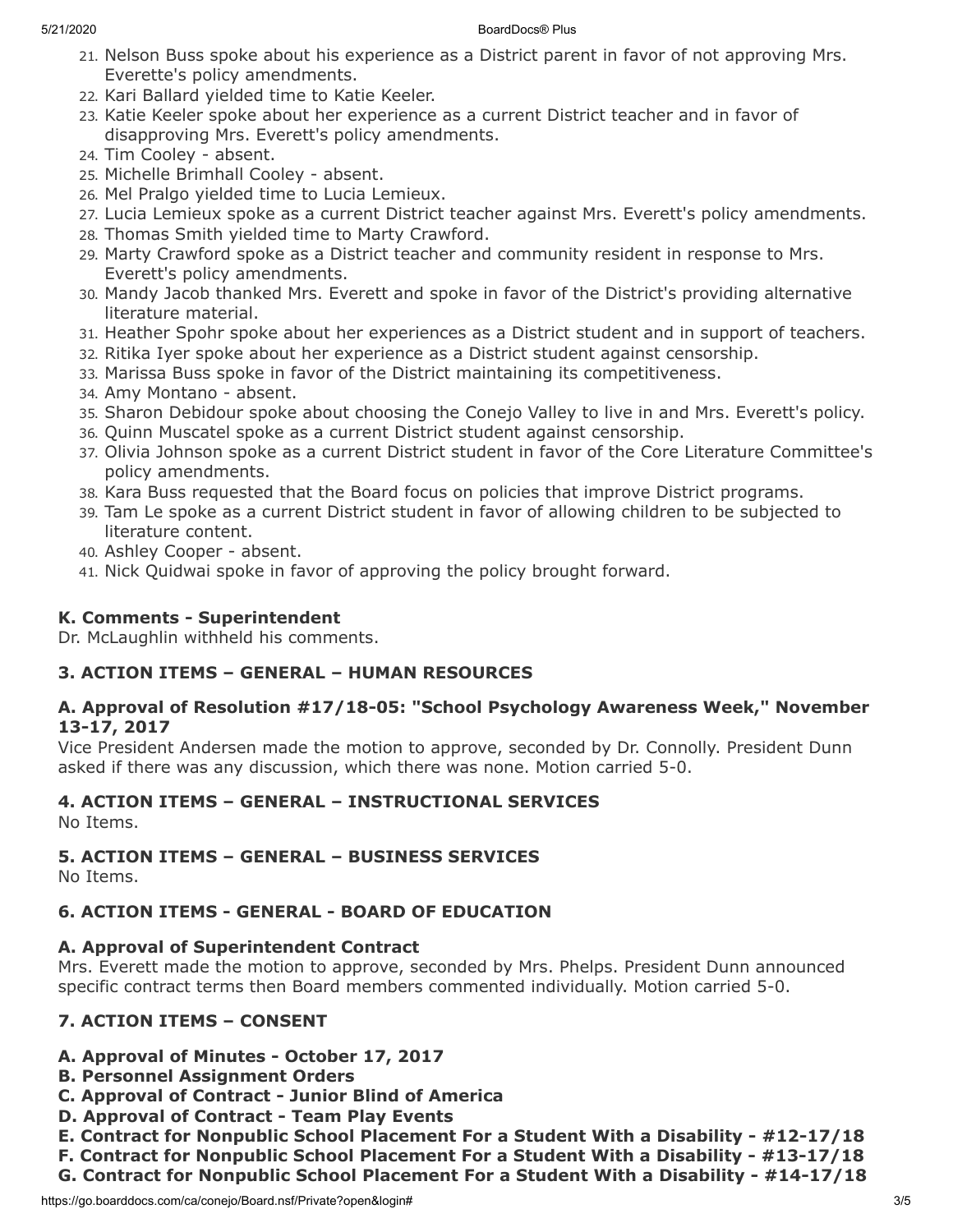21. Nelson Buss spoke about his experience as a District parent in favor of not approving Mrs. Everette's policy amendments.
22. Kari Ballard yielded time to Katie Keeler.
23. Katie Keeler spoke about her experience as a current District teacher and in favor of disapproving Mrs. Everett's policy amendments.
24. Tim Cooley - absent.
25. Michelle Brimhall Cooley - absent.
26. Mel Pralgo yielded time to Lucia Lemieux.
27. Lucia Lemieux spoke as a current District teacher against Mrs. Everett's policy amendments.
28. Thomas Smith yielded time to Marty Crawford.
29. Marty Crawford spoke as a District teacher and community resident in response to Mrs. Everett's policy amendments.
30. Mandy Jacob thanked Mrs. Everett and spoke in favor of the District's providing alternative literature material.
31. Heather Spohr spoke about her experiences as a District student and in support of teachers.
32. Ritika Iyer spoke about her experience as a District student against censorship.
33. Marissa Buss spoke in favor of the District maintaining its competitiveness.
34. Amy Montano - absent.
35. Sharon Debidour spoke about choosing the Conejo Valley to live in and Mrs. Everett's policy.
36. Quinn Muscatel spoke as a current District student against censorship.
37. Olivia Johnson spoke as a current District student in favor of the Core Literature Committee's policy amendments.
38. Kara Buss requested that the Board focus on policies that improve District programs.
39. Tam Le spoke as a current District student in favor of allowing children to be subjected to literature content.
40. Ashley Cooper - absent.
41. Nick Quidwai spoke in favor of approving the policy brought forward.

### K. Comments - Superintendent

Dr. McLaughlin withheld his comments.

## 3. ACTION ITEMS – GENERAL – HUMAN RESOURCES

### A. Approval of Resolution #17/18-05: "School Psychology Awareness Week," November 13-17, 2017

Vice President Andersen made the motion to approve, seconded by Dr. Connolly. President Dunn asked if there was any discussion, which there was none. Motion carried 5-0.

## 4. ACTION ITEMS – GENERAL – INSTRUCTIONAL SERVICES

No Items.

## 5. ACTION ITEMS – GENERAL – BUSINESS SERVICES

No Items.

## 6. ACTION ITEMS - GENERAL - BOARD OF EDUCATION

### A. Approval of Superintendent Contract

Mrs. Everett made the motion to approve, seconded by Mrs. Phelps. President Dunn announced specific contract terms then Board members commented individually. Motion carried 5-0.

## 7. ACTION ITEMS – CONSENT

**A. Approval of Minutes - October 17, 2017**
**B. Personnel Assignment Orders**
**C. Approval of Contract - Junior Blind of America**
**D. Approval of Contract - Team Play Events**
**E. Contract for Nonpublic School Placement For a Student With a Disability - #12-17/18**
**F. Contract for Nonpublic School Placement For a Student With a Disability - #13-17/18**
**G. Contract for Nonpublic School Placement For a Student With a Disability - #14-17/18**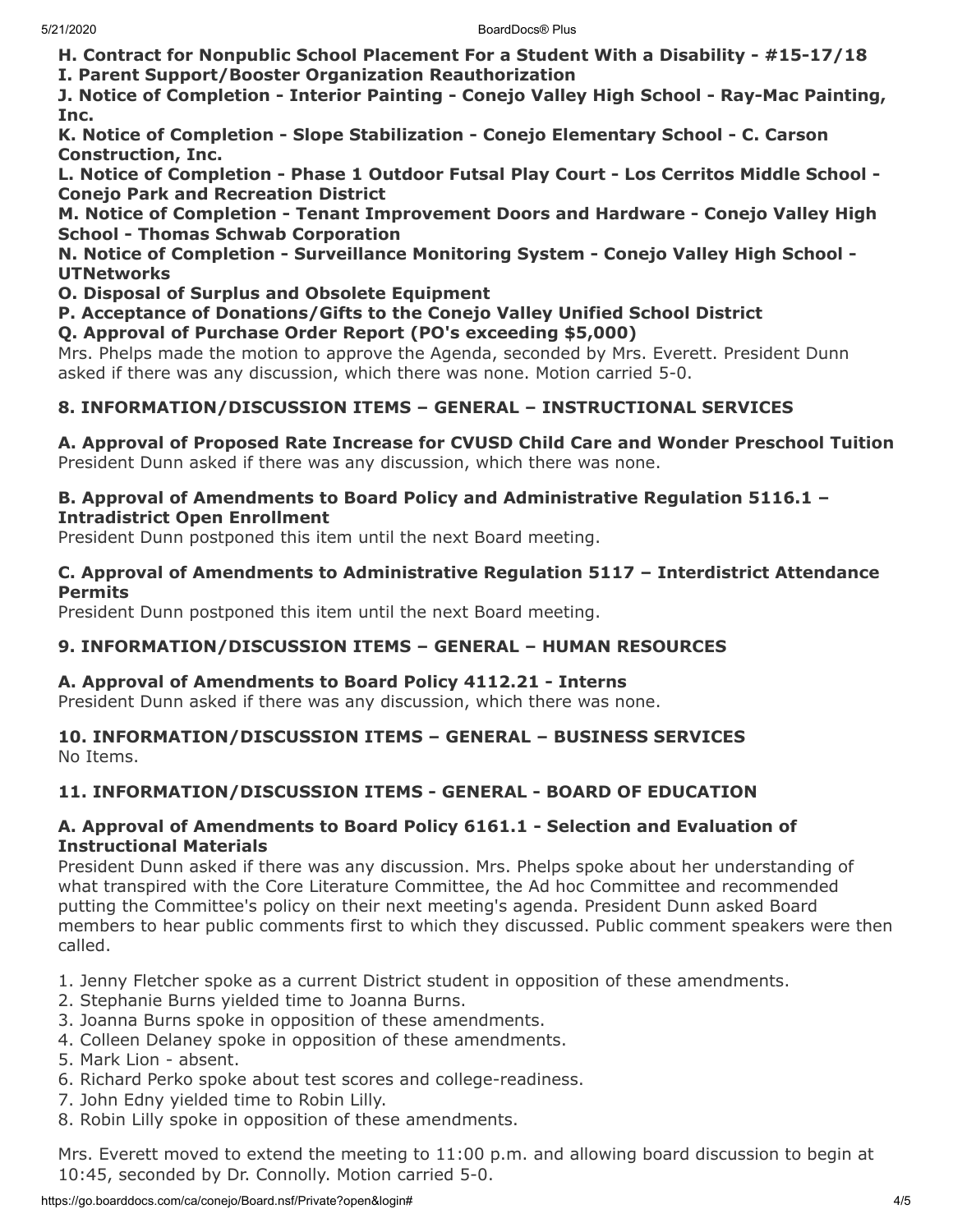**H. Contract for Nonpublic School Placement For a Student With a Disability - #15-17/18**
**I. Parent Support/Booster Organization Reauthorization**
**J. Notice of Completion - Interior Painting - Conejo Valley High School - Ray-Mac Painting, Inc.**
**K. Notice of Completion - Slope Stabilization - Conejo Elementary School - C. Carson Construction, Inc.**
**L. Notice of Completion - Phase 1 Outdoor Futsal Play Court - Los Cerritos Middle School - Conejo Park and Recreation District**
**M. Notice of Completion - Tenant Improvement Doors and Hardware - Conejo Valley High School - Thomas Schwab Corporation**
**N. Notice of Completion - Surveillance Monitoring System - Conejo Valley High School - UTNetworks**
**O. Disposal of Surplus and Obsolete Equipment**
**P. Acceptance of Donations/Gifts to the Conejo Valley Unified School District**
**Q. Approval of Purchase Order Report (PO's exceeding $5,000)**
Mrs. Phelps made the motion to approve the Agenda, seconded by Mrs. Everett. President Dunn asked if there was any discussion, which there was none. Motion carried 5-0.

## 8. INFORMATION/DISCUSSION ITEMS – GENERAL – INSTRUCTIONAL SERVICES

### A. Approval of Proposed Rate Increase for CVUSD Child Care and Wonder Preschool Tuition

President Dunn asked if there was any discussion, which there was none.

### B. Approval of Amendments to Board Policy and Administrative Regulation 5116.1 – Intradistrict Open Enrollment

President Dunn postponed this item until the next Board meeting.

### C. Approval of Amendments to Administrative Regulation 5117 – Interdistrict Attendance Permits

President Dunn postponed this item until the next Board meeting.

## 9. INFORMATION/DISCUSSION ITEMS – GENERAL – HUMAN RESOURCES

### A. Approval of Amendments to Board Policy 4112.21 - Interns

President Dunn asked if there was any discussion, which there was none.

## 10. INFORMATION/DISCUSSION ITEMS – GENERAL – BUSINESS SERVICES

No Items.

## 11. INFORMATION/DISCUSSION ITEMS - GENERAL - BOARD OF EDUCATION

### A. Approval of Amendments to Board Policy 6161.1 - Selection and Evaluation of Instructional Materials

President Dunn asked if there was any discussion. Mrs. Phelps spoke about her understanding of what transpired with the Core Literature Committee, the Ad hoc Committee and recommended putting the Committee's policy on their next meeting's agenda. President Dunn asked Board members to hear public comments first to which they discussed. Public comment speakers were then called.

1. Jenny Fletcher spoke as a current District student in opposition of these amendments.
2. Stephanie Burns yielded time to Joanna Burns.
3. Joanna Burns spoke in opposition of these amendments.
4. Colleen Delaney spoke in opposition of these amendments.
5. Mark Lion - absent.
6. Richard Perko spoke about test scores and college-readiness.
7. John Edny yielded time to Robin Lilly.
8. Robin Lilly spoke in opposition of these amendments.

Mrs. Everett moved to extend the meeting to 11:00 p.m. and allowing board discussion to begin at 10:45, seconded by Dr. Connolly. Motion carried 5-0.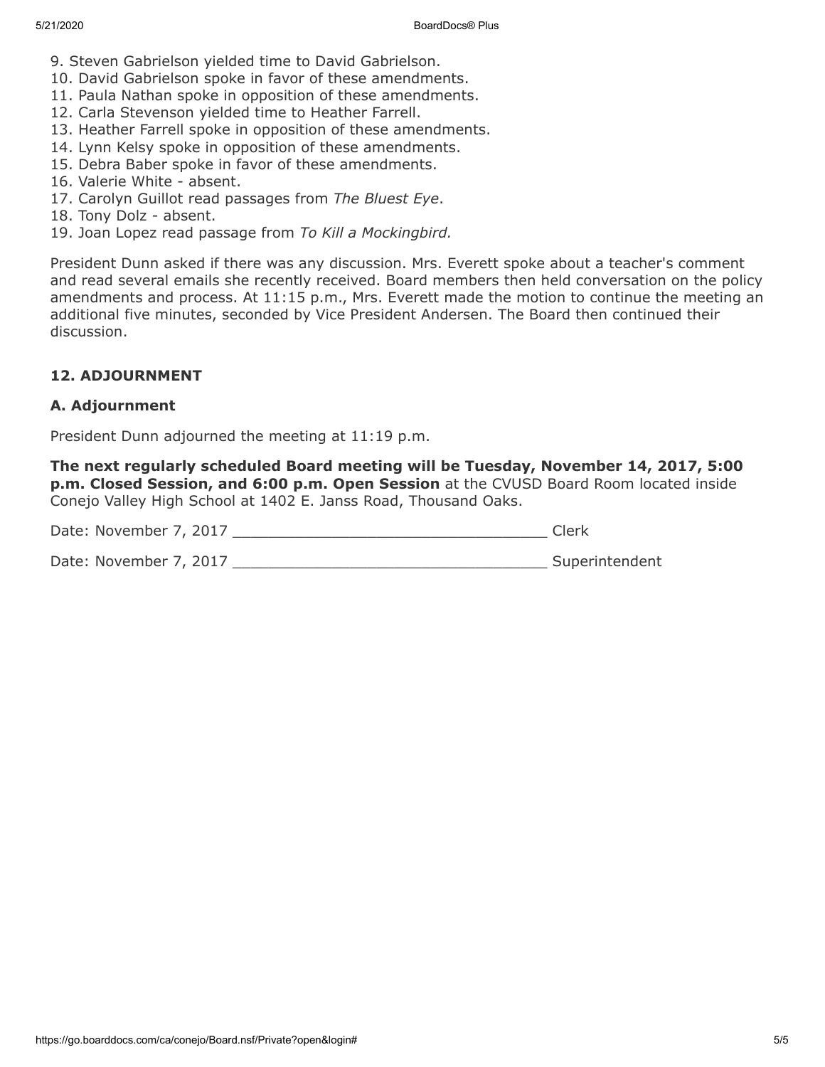9. Steven Gabrielson yielded time to David Gabrielson.
10. David Gabrielson spoke in favor of these amendments.
11. Paula Nathan spoke in opposition of these amendments.
12. Carla Stevenson yielded time to Heather Farrell.
13. Heather Farrell spoke in opposition of these amendments.
14. Lynn Kelsy spoke in opposition of these amendments.
15. Debra Baber spoke in favor of these amendments.
16. Valerie White - absent.
17. Carolyn Guillot read passages from *The Bluest Eye*.
18. Tony Dolz - absent.
19. Joan Lopez read passage from *To Kill a Mockingbird.*

President Dunn asked if there was any discussion. Mrs. Everett spoke about a teacher's comment and read several emails she recently received. Board members then held conversation on the policy amendments and process. At 11:15 p.m., Mrs. Everett made the motion to continue the meeting an additional five minutes, seconded by Vice President Andersen. The Board then continued their discussion.

## 12. ADJOURNMENT

### A. Adjournment

President Dunn adjourned the meeting at 11:19 p.m.

**The next regularly scheduled Board meeting will be Tuesday, November 14, 2017, 5:00 p.m. Closed Session, and 6:00 p.m. Open Session** at the CVUSD Board Room located inside Conejo Valley High School at 1402 E. Janss Road, Thousand Oaks.

Date: November 7, 2017 __________________________________ Clerk

Date: November 7, 2017 __________________________________ Superintendent